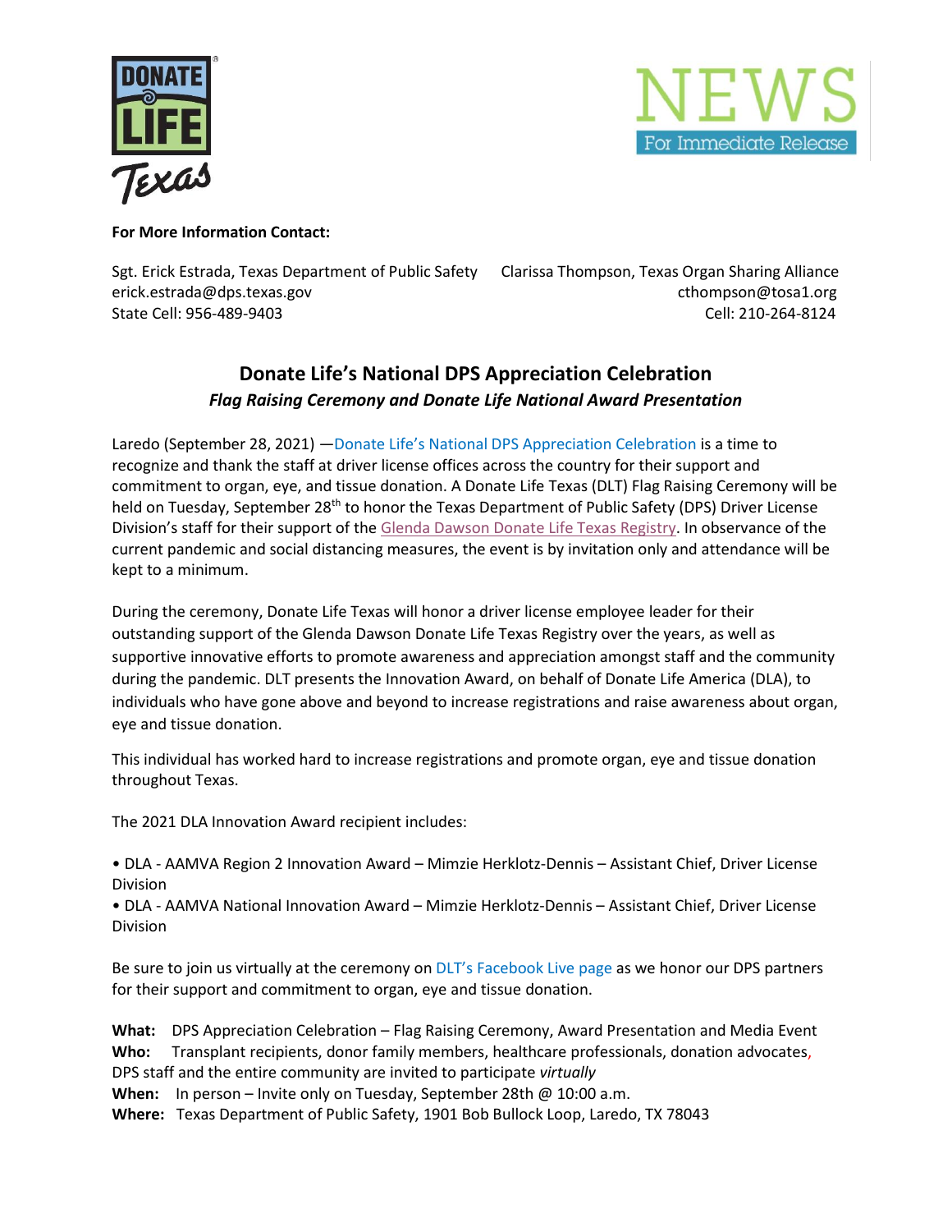DONATE LIFE Texas

NEWS
For Immediate Release

**For More Information Contact:**

Sgt. Erick Estrada, Texas Department of Public Safety
erick.estrada@dps.texas.gov
State Cell: 956-489-9403

Clarissa Thompson, Texas Organ Sharing Alliance
cthompson@tosa1.org
Cell: 210-264-8124

## Donate Life's National DPS Appreciation Celebration

***Flag Raising Ceremony and Donate Life National Award Presentation***

Laredo (September 28, 2021) —Donate Life's National DPS Appreciation Celebration is a time to recognize and thank the staff at driver license offices across the country for their support and commitment to organ, eye, and tissue donation. A Donate Life Texas (DLT) Flag Raising Ceremony will be held on Tuesday, September 28th to honor the Texas Department of Public Safety (DPS) Driver License Division's staff for their support of the Glenda Dawson Donate Life Texas Registry. In observance of the current pandemic and social distancing measures, the event is by invitation only and attendance will be kept to a minimum.

During the ceremony, Donate Life Texas will honor a driver license employee leader for their outstanding support of the Glenda Dawson Donate Life Texas Registry over the years, as well as supportive innovative efforts to promote awareness and appreciation amongst staff and the community during the pandemic. DLT presents the Innovation Award, on behalf of Donate Life America (DLA), to individuals who have gone above and beyond to increase registrations and raise awareness about organ, eye and tissue donation.

This individual has worked hard to increase registrations and promote organ, eye and tissue donation throughout Texas.

The 2021 DLA Innovation Award recipient includes:

- DLA - AAMVA Region 2 Innovation Award – Mimzie Herklotz-Dennis – Assistant Chief, Driver License Division
- DLA - AAMVA National Innovation Award – Mimzie Herklotz-Dennis – Assistant Chief, Driver License Division

Be sure to join us virtually at the ceremony on DLT's Facebook Live page as we honor our DPS partners for their support and commitment to organ, eye and tissue donation.

**What:** DPS Appreciation Celebration – Flag Raising Ceremony, Award Presentation and Media Event
**Who:** Transplant recipients, donor family members, healthcare professionals, donation advocates, DPS staff and the entire community are invited to participate *virtually*
**When:** In person – Invite only on Tuesday, September 28th @ 10:00 a.m.
**Where:** Texas Department of Public Safety, 1901 Bob Bullock Loop, Laredo, TX 78043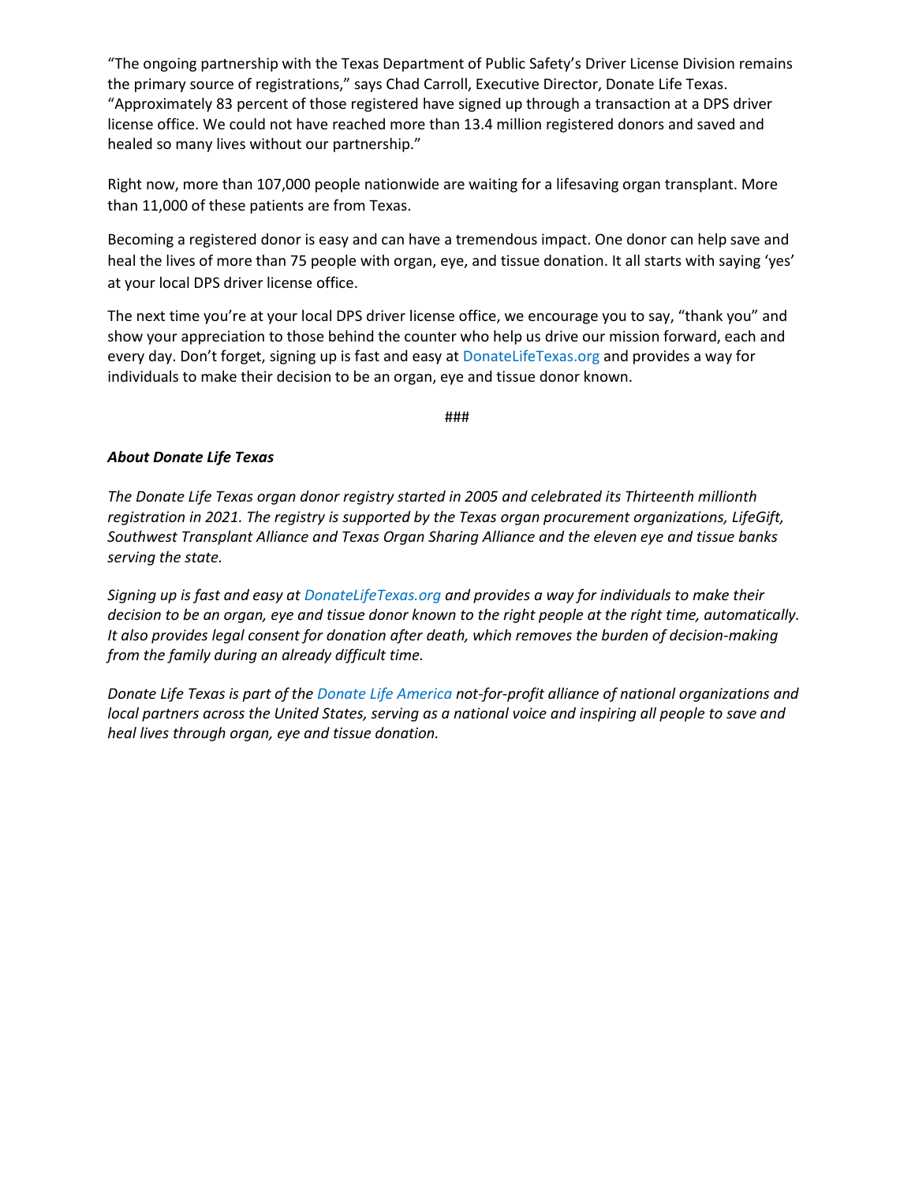"The ongoing partnership with the Texas Department of Public Safety's Driver License Division remains the primary source of registrations," says Chad Carroll, Executive Director, Donate Life Texas. "Approximately 83 percent of those registered have signed up through a transaction at a DPS driver license office. We could not have reached more than 13.4 million registered donors and saved and healed so many lives without our partnership."

Right now, more than 107,000 people nationwide are waiting for a lifesaving organ transplant. More than 11,000 of these patients are from Texas.

Becoming a registered donor is easy and can have a tremendous impact. One donor can help save and heal the lives of more than 75 people with organ, eye, and tissue donation. It all starts with saying 'yes' at your local DPS driver license office.

The next time you're at your local DPS driver license office, we encourage you to say, "thank you" and show your appreciation to those behind the counter who help us drive our mission forward, each and every day. Don't forget, signing up is fast and easy at DonateLifeTexas.org and provides a way for individuals to make their decision to be an organ, eye and tissue donor known.

###

***About Donate Life Texas***

*The Donate Life Texas organ donor registry started in 2005 and celebrated its Thirteenth millionth registration in 2021. The registry is supported by the Texas organ procurement organizations, LifeGift, Southwest Transplant Alliance and Texas Organ Sharing Alliance and the eleven eye and tissue banks serving the state.*

*Signing up is fast and easy at DonateLifeTexas.org and provides a way for individuals to make their decision to be an organ, eye and tissue donor known to the right people at the right time, automatically. It also provides legal consent for donation after death, which removes the burden of decision-making from the family during an already difficult time.*

*Donate Life Texas is part of the Donate Life America not-for-profit alliance of national organizations and local partners across the United States, serving as a national voice and inspiring all people to save and heal lives through organ, eye and tissue donation.*